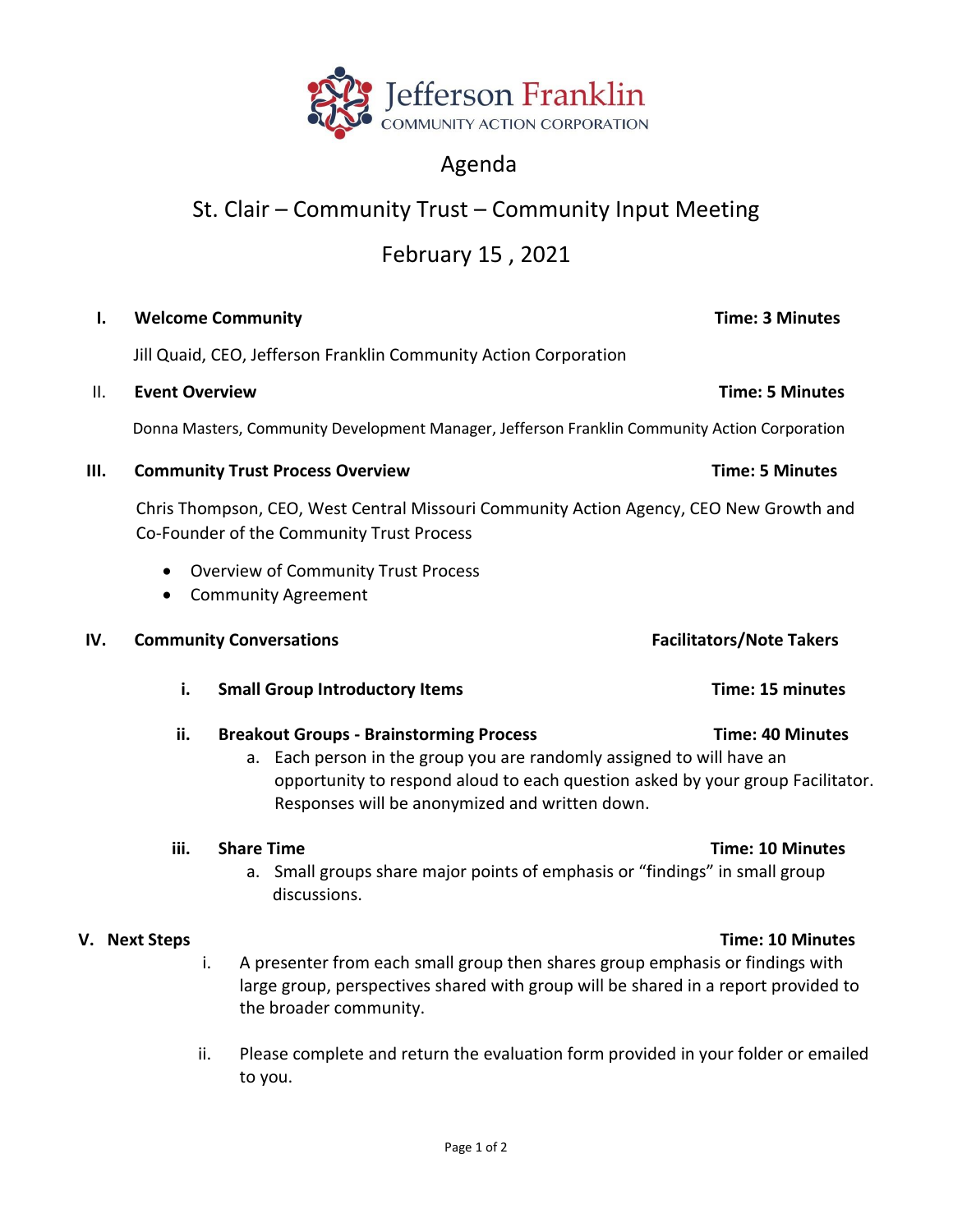Jefferson Franklin
COMMUNITY ACTION CORPORATION

# Agenda

## St. Clair – Community Trust – Community Input Meeting

## February 15 , 2021

**I. Welcome Community** **Time: 3 Minutes**

Jill Quaid, CEO, Jefferson Franklin Community Action Corporation

II. **Event Overview** **Time: 5 Minutes**

Donna Masters, Community Development Manager, Jefferson Franklin Community Action Corporation

**III. Community Trust Process Overview** **Time: 5 Minutes**

Chris Thompson, CEO, West Central Missouri Community Action Agency, CEO New Growth and Co-Founder of the Community Trust Process

- Overview of Community Trust Process
- Community Agreement

**IV. Community Conversations** **Facilitators/Note Takers**

**i. Small Group Introductory Items** **Time: 15 minutes**

**ii. Breakout Groups - Brainstorming Process** **Time: 40 Minutes**

a. Each person in the group you are randomly assigned to will have an opportunity to respond aloud to each question asked by your group Facilitator. Responses will be anonymized and written down.

**iii. Share Time** **Time: 10 Minutes**

a. Small groups share major points of emphasis or "findings" in small group discussions.

**V. Next Steps** **Time: 10 Minutes**

i. A presenter from each small group then shares group emphasis or findings with large group, perspectives shared with group will be shared in a report provided to the broader community.

ii. Please complete and return the evaluation form provided in your folder or emailed to you.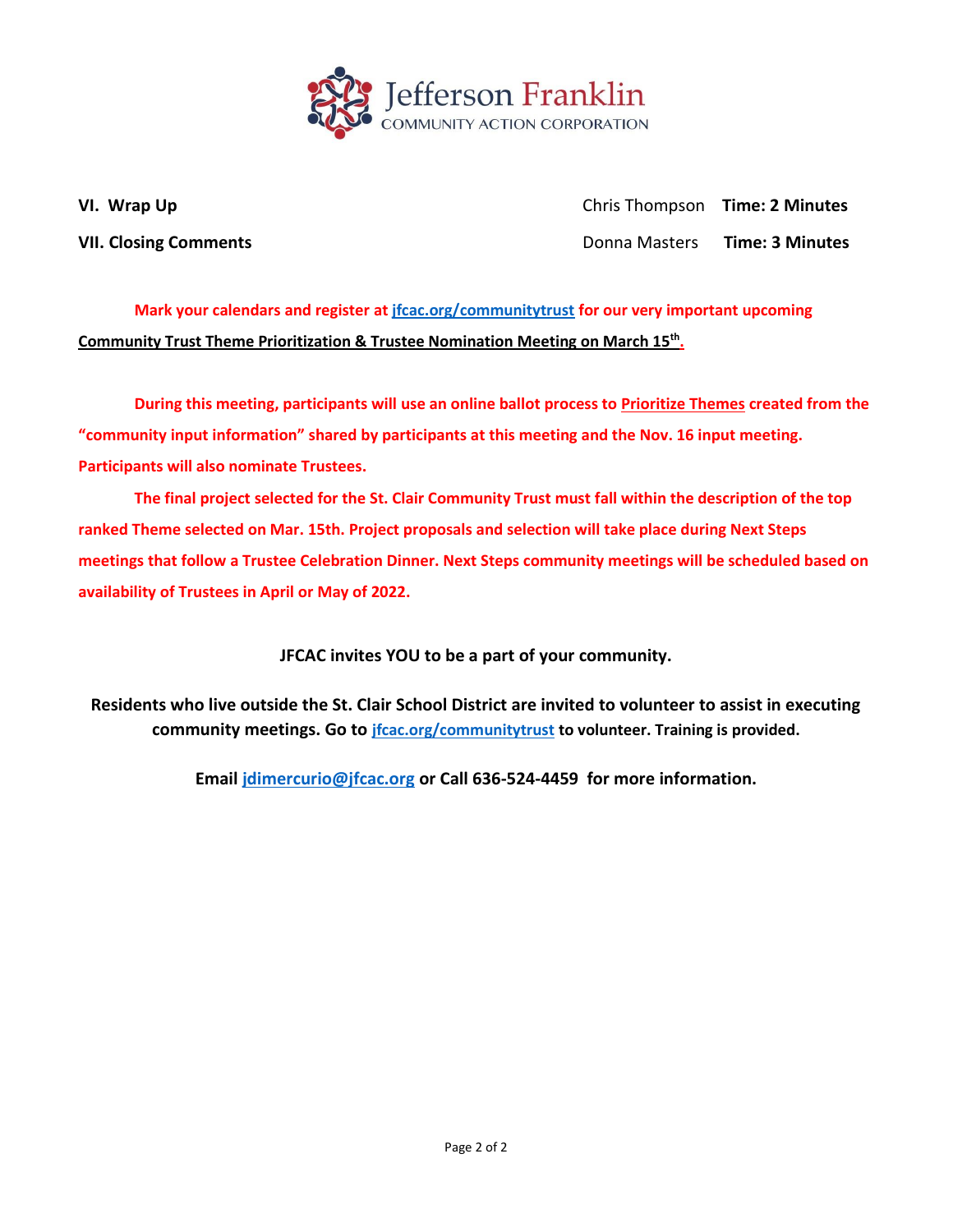Jefferson Franklin COMMUNITY ACTION CORPORATION

**VI. Wrap Up** Chris Thompson **Time: 2 Minutes**

**VII. Closing Comments** Donna Masters **Time: 3 Minutes**

**Mark your calendars and register at jfcac.org/communitytrust for our very important upcoming Community Trust Theme Prioritization & Trustee Nomination Meeting on March 15th.**

**During this meeting, participants will use an online ballot process to Prioritize Themes created from the "community input information" shared by participants at this meeting and the Nov. 16 input meeting. Participants will also nominate Trustees.**

**The final project selected for the St. Clair Community Trust must fall within the description of the top ranked Theme selected on Mar. 15th. Project proposals and selection will take place during Next Steps meetings that follow a Trustee Celebration Dinner. Next Steps community meetings will be scheduled based on availability of Trustees in April or May of 2022.**

**JFCAC invites YOU to be a part of your community.**

**Residents who live outside the St. Clair School District are invited to volunteer to assist in executing community meetings. Go to jfcac.org/communitytrust to volunteer. Training is provided.**

**Email jdimercurio@jfcac.org or Call 636-524-4459 for more information.**